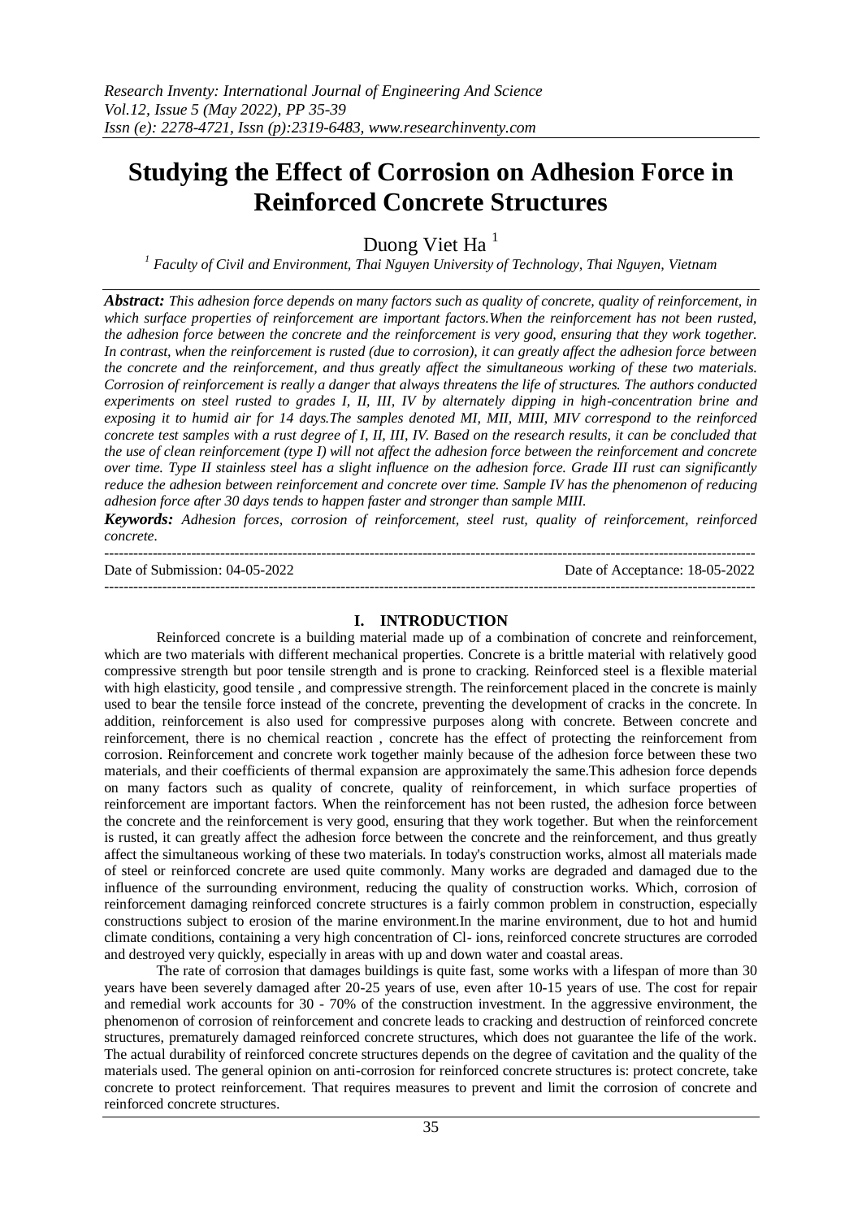# Studying the Effect of Corrosion on Adhesion Force in Reinforced Concrete Structures

Duong Viet Ha [1]

[1] *Faculty of Civil and Environment, Thai Nguyen University of Technology, Thai Nguyen, Vietnam*

***Abstract:*** *This adhesion force depends on many factors such as quality of concrete, quality of reinforcement, in which surface properties of reinforcement are important factors.When the reinforcement has not been rusted, the adhesion force between the concrete and the reinforcement is very good, ensuring that they work together. In contrast, when the reinforcement is rusted (due to corrosion), it can greatly affect the adhesion force between the concrete and the reinforcement, and thus greatly affect the simultaneous working of these two materials. Corrosion of reinforcement is really a danger that always threatens the life of structures. The authors conducted experiments on steel rusted to grades I, II, III, IV by alternately dipping in high-concentration brine and exposing it to humid air for 14 days.The samples denoted MI, MII, MIII, MIV correspond to the reinforced concrete test samples with a rust degree of I, II, III, IV. Based on the research results, it can be concluded that the use of clean reinforcement (type I) will not affect the adhesion force between the reinforcement and concrete over time. Type II stainless steel has a slight influence on the adhesion force. Grade III rust can significantly reduce the adhesion between reinforcement and concrete over time. Sample IV has the phenomenon of reducing adhesion force after 30 days tends to happen faster and stronger than sample MIII.*

***Keywords:*** *Adhesion forces, corrosion of reinforcement, steel rust, quality of reinforcement, reinforced concrete.*

---

Date of Submission: 04-05-2022 Date of Acceptance: 18-05-2022

---

## I. INTRODUCTION

Reinforced concrete is a building material made up of a combination of concrete and reinforcement, which are two materials with different mechanical properties. Concrete is a brittle material with relatively good compressive strength but poor tensile strength and is prone to cracking. Reinforced steel is a flexible material with high elasticity, good tensile , and compressive strength. The reinforcement placed in the concrete is mainly used to bear the tensile force instead of the concrete, preventing the development of cracks in the concrete. In addition, reinforcement is also used for compressive purposes along with concrete. Between concrete and reinforcement, there is no chemical reaction , concrete has the effect of protecting the reinforcement from corrosion. Reinforcement and concrete work together mainly because of the adhesion force between these two materials, and their coefficients of thermal expansion are approximately the same.This adhesion force depends on many factors such as quality of concrete, quality of reinforcement, in which surface properties of reinforcement are important factors. When the reinforcement has not been rusted, the adhesion force between the concrete and the reinforcement is very good, ensuring that they work together. But when the reinforcement is rusted, it can greatly affect the adhesion force between the concrete and the reinforcement, and thus greatly affect the simultaneous working of these two materials. In today's construction works, almost all materials made of steel or reinforced concrete are used quite commonly. Many works are degraded and damaged due to the influence of the surrounding environment, reducing the quality of construction works. Which, corrosion of reinforcement damaging reinforced concrete structures is a fairly common problem in construction, especially constructions subject to erosion of the marine environment.In the marine environment, due to hot and humid climate conditions, containing a very high concentration of $Cl^-$ ions, reinforced concrete structures are corroded and destroyed very quickly, especially in areas with up and down water and coastal areas.

The rate of corrosion that damages buildings is quite fast, some works with a lifespan of more than 30 years have been severely damaged after 20-25 years of use, even after 10-15 years of use. The cost for repair and remedial work accounts for 30 - 70% of the construction investment. In the aggressive environment, the phenomenon of corrosion of reinforcement and concrete leads to cracking and destruction of reinforced concrete structures, prematurely damaged reinforced concrete structures, which does not guarantee the life of the work. The actual durability of reinforced concrete structures depends on the degree of cavitation and the quality of the materials used. The general opinion on anti-corrosion for reinforced concrete structures is: protect concrete, take concrete to protect reinforcement. That requires measures to prevent and limit the corrosion of concrete and reinforced concrete structures.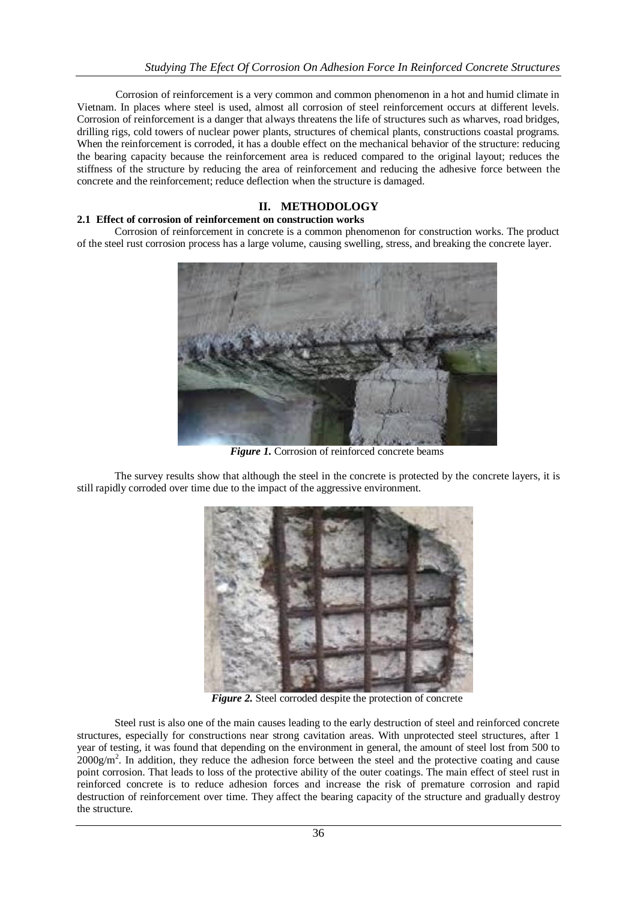Corrosion of reinforcement is a very common and common phenomenon in a hot and humid climate in Vietnam. In places where steel is used, almost all corrosion of steel reinforcement occurs at different levels. Corrosion of reinforcement is a danger that always threatens the life of structures such as wharves, road bridges, drilling rigs, cold towers of nuclear power plants, structures of chemical plants, constructions coastal programs. When the reinforcement is corroded, it has a double effect on the mechanical behavior of the structure: reducing the bearing capacity because the reinforcement area is reduced compared to the original layout; reduces the stiffness of the structure by reducing the area of reinforcement and reducing the adhesive force between the concrete and the reinforcement; reduce deflection when the structure is damaged.

## II. METHODOLOGY

### 2.1 Effect of corrosion of reinforcement on construction works

Corrosion of reinforcement in concrete is a common phenomenon for construction works. The product of the steel rust corrosion process has a large volume, causing swelling, stress, and breaking the concrete layer.

***Figure 1.*** Corrosion of reinforced concrete beams

The survey results show that although the steel in the concrete is protected by the concrete layers, it is still rapidly corroded over time due to the impact of the aggressive environment.

***Figure 2.*** Steel corroded despite the protection of concrete

Steel rust is also one of the main causes leading to the early destruction of steel and reinforced concrete structures, especially for constructions near strong cavitation areas. With unprotected steel structures, after 1 year of testing, it was found that depending on the environment in general, the amount of steel lost from 500 to $2000 g/m^2$. In addition, they reduce the adhesion force between the steel and the protective coating and cause point corrosion. That leads to loss of the protective ability of the outer coatings. The main effect of steel rust in reinforced concrete is to reduce adhesion forces and increase the risk of premature corrosion and rapid destruction of reinforcement over time. They affect the bearing capacity of the structure and gradually destroy the structure.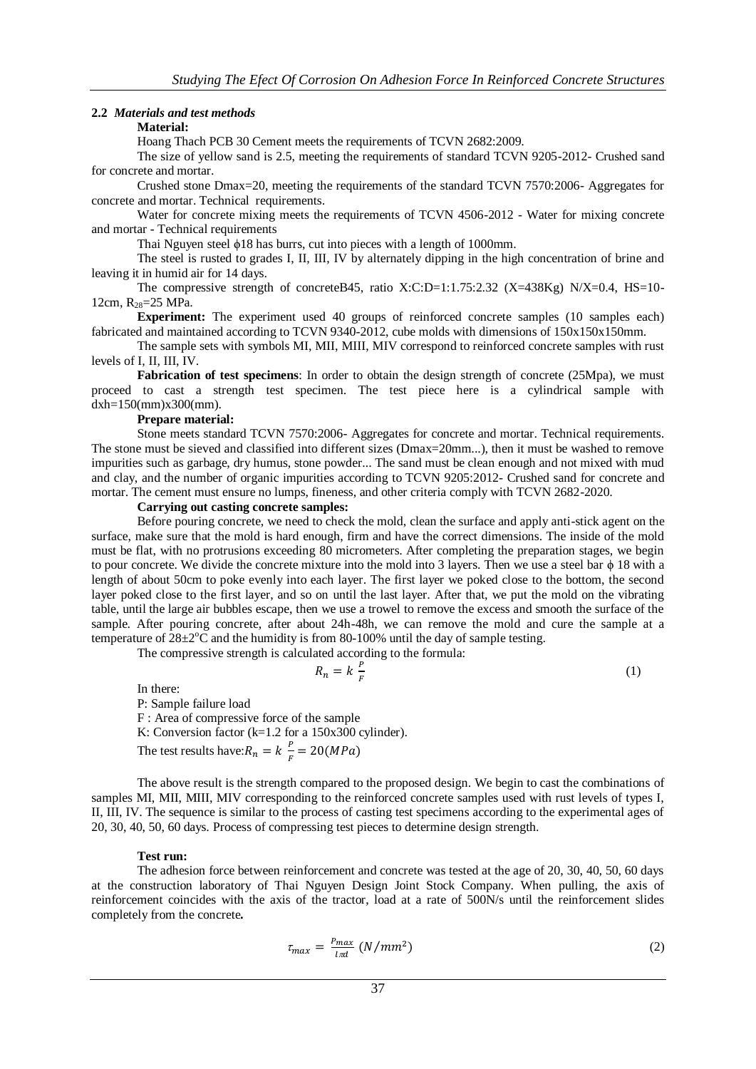### 2.2 *Materials and test methods*

**Material:**

Hoang Thach PCB 30 Cement meets the requirements of TCVN 2682:2009.

The size of yellow sand is 2.5, meeting the requirements of standard TCVN 9205-2012- Crushed sand for concrete and mortar.

Crushed stone Dmax=20, meeting the requirements of the standard TCVN 7570:2006- Aggregates for concrete and mortar. Technical requirements.

Water for concrete mixing meets the requirements of TCVN 4506-2012 - Water for mixing concrete and mortar - Technical requirements

Thai Nguyen steel ϕ18 has burrs, cut into pieces with a length of 1000mm.

The steel is rusted to grades I, II, III, IV by alternately dipping in the high concentration of brine and leaving it in humid air for 14 days.

The compressive strength of concreteB45, ratio X:C:D=1:1.75:2.32 (X=438Kg) N/X=0.4, HS=10-12cm, $R_{28}$=25 MPa.

**Experiment:** The experiment used 40 groups of reinforced concrete samples (10 samples each) fabricated and maintained according to TCVN 9340-2012, cube molds with dimensions of 150x150x150mm.

The sample sets with symbols MI, MII, MIII, MIV correspond to reinforced concrete samples with rust levels of I, II, III, IV.

**Fabrication of test specimens**: In order to obtain the design strength of concrete (25Mpa), we must proceed to cast a strength test specimen. The test piece here is a cylindrical sample with dxh=150(mm)x300(mm).

**Prepare material:**

Stone meets standard TCVN 7570:2006- Aggregates for concrete and mortar. Technical requirements. The stone must be sieved and classified into different sizes (Dmax=20mm...), then it must be washed to remove impurities such as garbage, dry humus, stone powder... The sand must be clean enough and not mixed with mud and clay, and the number of organic impurities according to TCVN 9205:2012- Crushed sand for concrete and mortar. The cement must ensure no lumps, fineness, and other criteria comply with TCVN 2682-2020.

**Carrying out casting concrete samples:**

Before pouring concrete, we need to check the mold, clean the surface and apply anti-stick agent on the surface, make sure that the mold is hard enough, firm and have the correct dimensions. The inside of the mold must be flat, with no protrusions exceeding 80 micrometers. After completing the preparation stages, we begin to pour concrete. We divide the concrete mixture into the mold into 3 layers. Then we use a steel bar ϕ 18 with a length of about 50cm to poke evenly into each layer. The first layer we poked close to the bottom, the second layer poked close to the first layer, and so on until the last layer. After that, we put the mold on the vibrating table, until the large air bubbles escape, then we use a trowel to remove the excess and smooth the surface of the sample. After pouring concrete, after about 24h-48h, we can remove the mold and cure the sample at a temperature of 28±2°C and the humidity is from 80-100% until the day of sample testing.

The compressive strength is calculated according to the formula:

$$R_n = k\,\frac{P}{F} \tag{1}$$

In there:

P: Sample failure load

F : Area of compressive force of the sample

K: Conversion factor (k=1.2 for a 150x300 cylinder).

The test results have: $R_n = k\,\frac{P}{F} = 20(MPa)$

The above result is the strength compared to the proposed design. We begin to cast the combinations of samples MI, MII, MIII, MIV corresponding to the reinforced concrete samples used with rust levels of types I, II, III, IV. The sequence is similar to the process of casting test specimens according to the experimental ages of 20, 30, 40, 50, 60 days. Process of compressing test pieces to determine design strength.

**Test run:**

The adhesion force between reinforcement and concrete was tested at the age of 20, 30, 40, 50, 60 days at the construction laboratory of Thai Nguyen Design Joint Stock Company. When pulling, the axis of reinforcement coincides with the axis of the tractor, load at a rate of 500N/s until the reinforcement slides completely from the concrete**.**

$$\tau_{max} = \frac{P_{max}}{l\pi d}\ (N/mm^2) \tag{2}$$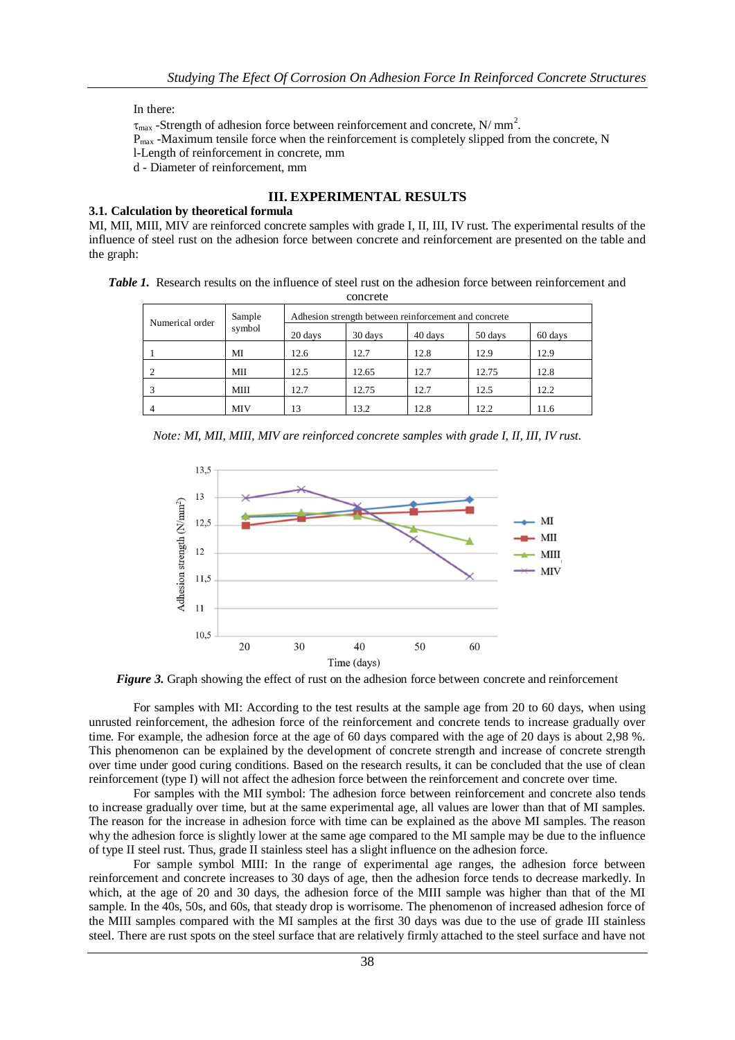In there:

$\tau_{max}$ -Strength of adhesion force between reinforcement and concrete, N/ mm$^2$.

$P_{max}$ -Maximum tensile force when the reinforcement is completely slipped from the concrete, N

l-Length of reinforcement in concrete, mm

d - Diameter of reinforcement, mm

## III. EXPERIMENTAL RESULTS

### 3.1. Calculation by theoretical formula

MI, MII, MIII, MIV are reinforced concrete samples with grade I, II, III, IV rust. The experimental results of the influence of steel rust on the adhesion force between concrete and reinforcement are presented on the table and the graph:

***Table 1.*** Research results on the influence of steel rust on the adhesion force between reinforcement and concrete

| Numerical order | Sample symbol | Adhesion strength between reinforcement and concrete | | | | |
|---|---|---|---|---|---|---|
| | | 20 days | 30 days | 40 days | 50 days | 60 days |
| 1 | MI | 12.6 | 12.7 | 12.8 | 12.9 | 12.9 |
| 2 | MII | 12.5 | 12.65 | 12.7 | 12.75 | 12.8 |
| 3 | MIII | 12.7 | 12.75 | 12.7 | 12.5 | 12.2 |
| 4 | MIV | 13 | 13.2 | 12.8 | 12.2 | 11.6 |

*Note: MI, MII, MIII, MIV are reinforced concrete samples with grade I, II, III, IV rust.*

***Figure 3.*** Graph showing the effect of rust on the adhesion force between concrete and reinforcement

For samples with MI: According to the test results at the sample age from 20 to 60 days, when using unrusted reinforcement, the adhesion force of the reinforcement and concrete tends to increase gradually over time. For example, the adhesion force at the age of 60 days compared with the age of 20 days is about 2,98 %. This phenomenon can be explained by the development of concrete strength and increase of concrete strength over time under good curing conditions. Based on the research results, it can be concluded that the use of clean reinforcement (type I) will not affect the adhesion force between the reinforcement and concrete over time.

For samples with the MII symbol: The adhesion force between reinforcement and concrete also tends to increase gradually over time, but at the same experimental age, all values are lower than that of MI samples. The reason for the increase in adhesion force with time can be explained as the above MI samples. The reason why the adhesion force is slightly lower at the same age compared to the MI sample may be due to the influence of type II steel rust. Thus, grade II stainless steel has a slight influence on the adhesion force.

For sample symbol MIII: In the range of experimental age ranges, the adhesion force between reinforcement and concrete increases to 30 days of age, then the adhesion force tends to decrease markedly. In which, at the age of 20 and 30 days, the adhesion force of the MIII sample was higher than that of the MI sample. In the 40s, 50s, and 60s, that steady drop is worrisome. The phenomenon of increased adhesion force of the MIII samples compared with the MI samples at the first 30 days was due to the use of grade III stainless steel. There are rust spots on the steel surface that are relatively firmly attached to the steel surface and have not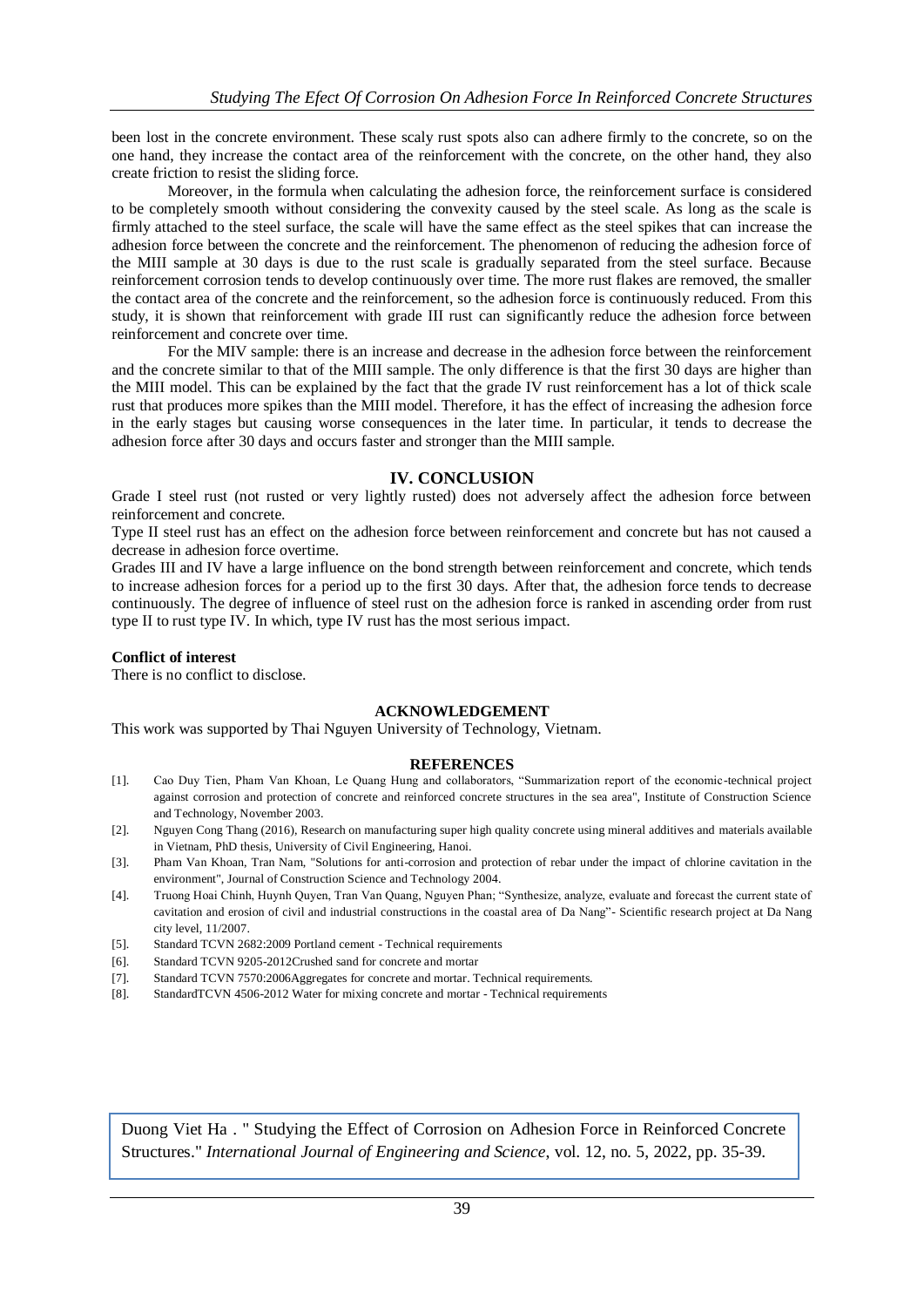been lost in the concrete environment. These scaly rust spots also can adhere firmly to the concrete, so on the one hand, they increase the contact area of the reinforcement with the concrete, on the other hand, they also create friction to resist the sliding force.

Moreover, in the formula when calculating the adhesion force, the reinforcement surface is considered to be completely smooth without considering the convexity caused by the steel scale. As long as the scale is firmly attached to the steel surface, the scale will have the same effect as the steel spikes that can increase the adhesion force between the concrete and the reinforcement. The phenomenon of reducing the adhesion force of the MIII sample at 30 days is due to the rust scale is gradually separated from the steel surface. Because reinforcement corrosion tends to develop continuously over time. The more rust flakes are removed, the smaller the contact area of the concrete and the reinforcement, so the adhesion force is continuously reduced. From this study, it is shown that reinforcement with grade III rust can significantly reduce the adhesion force between reinforcement and concrete over time.

For the MIV sample: there is an increase and decrease in the adhesion force between the reinforcement and the concrete similar to that of the MIII sample. The only difference is that the first 30 days are higher than the MIII model. This can be explained by the fact that the grade IV rust reinforcement has a lot of thick scale rust that produces more spikes than the MIII model. Therefore, it has the effect of increasing the adhesion force in the early stages but causing worse consequences in the later time. In particular, it tends to decrease the adhesion force after 30 days and occurs faster and stronger than the MIII sample.

## IV. CONCLUSION

Grade I steel rust (not rusted or very lightly rusted) does not adversely affect the adhesion force between reinforcement and concrete.

Type II steel rust has an effect on the adhesion force between reinforcement and concrete but has not caused a decrease in adhesion force overtime.

Grades III and IV have a large influence on the bond strength between reinforcement and concrete, which tends to increase adhesion forces for a period up to the first 30 days. After that, the adhesion force tends to decrease continuously. The degree of influence of steel rust on the adhesion force is ranked in ascending order from rust type II to rust type IV. In which, type IV rust has the most serious impact.

**Conflict of interest**

There is no conflict to disclose.

## ACKNOWLEDGEMENT

This work was supported by Thai Nguyen University of Technology, Vietnam.

## REFERENCES

[1]. Cao Duy Tien, Pham Van Khoan, Le Quang Hung and collaborators, "Summarization report of the economic-technical project against corrosion and protection of concrete and reinforced concrete structures in the sea area", Institute of Construction Science and Technology, November 2003.

[2]. Nguyen Cong Thang (2016), Research on manufacturing super high quality concrete using mineral additives and materials available in Vietnam, PhD thesis, University of Civil Engineering, Hanoi.

[3]. Pham Van Khoan, Tran Nam, "Solutions for anti-corrosion and protection of rebar under the impact of chlorine cavitation in the environment", Journal of Construction Science and Technology 2004.

[4]. Truong Hoai Chinh, Huynh Quyen, Tran Van Quang, Nguyen Phan; "Synthesize, analyze, evaluate and forecast the current state of cavitation and erosion of civil and industrial constructions in the coastal area of Da Nang"- Scientific research project at Da Nang city level, 11/2007.

[5]. Standard TCVN 2682:2009 Portland cement - Technical requirements

[6]. Standard TCVN 9205-2012Crushed sand for concrete and mortar

[7]. Standard TCVN 7570:2006Aggregates for concrete and mortar. Technical requirements.

[8]. StandardTCVN 4506-2012 Water for mixing concrete and mortar - Technical requirements

Duong Viet Ha . " Studying the Effect of Corrosion on Adhesion Force in Reinforced Concrete Structures." *International Journal of Engineering and Science*, vol. 12, no. 5, 2022, pp. 35-39.